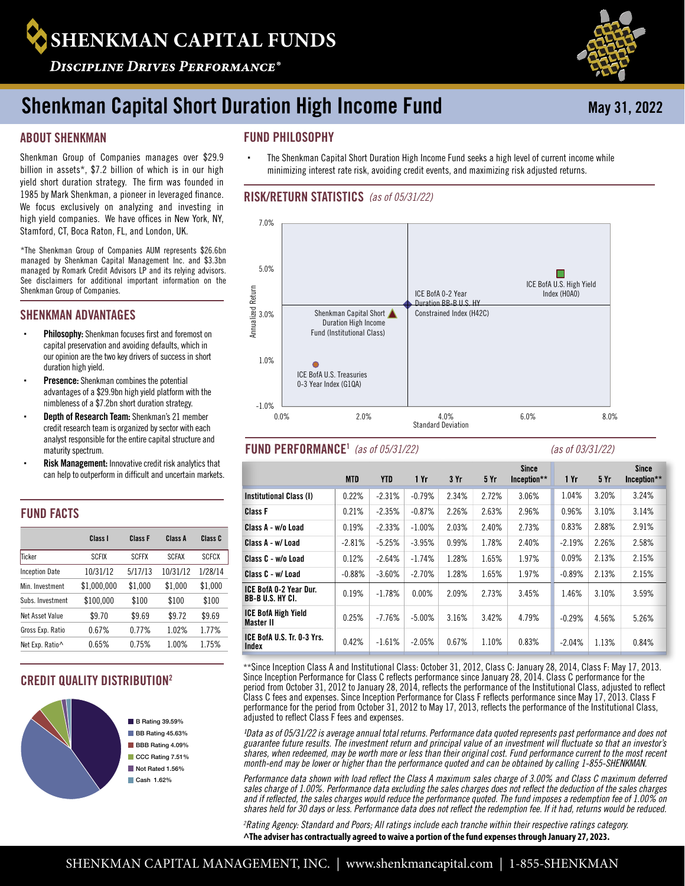# SHENKMAN CAPITAL FUNDS

*Discipline Drives Performance®*

# Shenkman Capital Short Duration High Income Fund

**May 31, 2022**

## ABOUT SHENKMAN

Shenkman Group of Companies manages over $29.9 billion in assets*, $7.2 billion of which is in our high yield short duration strategy. The firm was founded in 1985 by Mark Shenkman, a pioneer in leveraged finance. We focus exclusively on analyzing and investing in high yield companies. We have offices in New York, NY, Stamford, CT, Boca Raton, FL, and London, UK.

*The Shenkman Group of Companies AUM represents $26.6bn managed by Shenkman Capital Management Inc. and $3.3bn managed by Romark Credit Advisors LP and its relying advisors. See disclaimers for additional important information on the Shenkman Group of Companies.

## SHENKMAN ADVANTAGES

- **Philosophy:** Shenkman focuses first and foremost on capital preservation and avoiding defaults, which in our opinion are the two key drivers of success in short duration high yield.
- **Presence:** Shenkman combines the potential advantages of a $29.9bn high yield platform with the nimbleness of a $7.2bn short duration strategy.
- **Depth of Research Team:** Shenkman's 21 member credit research team is organized by sector with each analyst responsible for the entire capital structure and maturity spectrum.
- **Risk Management:** Innovative credit risk analytics that can help to outperform in difficult and uncertain markets.

## FUND FACTS

| | Class I | Class F | Class A | Class C |
|---|---|---|---|---|
| Ticker | SCFIX | SCFFX | SCFAX | SCFCX |
| Inception Date | 10/31/12 | 5/17/13 | 10/31/12 | 1/28/14 |
| Min. Investment | $1,000,000 | $1,000 | $1,000 | $1,000 |
| Subs. Investment | $100,000 | $100 | $100 | $100 |
| Net Asset Value | $9.70 | $9.69 | $9.72 | $9.69 |
| Gross Exp. Ratio | 0.67% | 0.77% | 1.02% | 1.77% |
| Net Exp. Ratio^ | 0.65% | 0.75% | 1.00% | 1.75% |

## CREDIT QUALITY DISTRIBUTION[2]

- B Rating 39.59%
- BB Rating 45.63%
- BBB Rating 4.09%
- CCC Rating 7.51%
- Not Rated 1.56%
- Cash 1.62%

## FUND PHILOSOPHY

- The Shenkman Capital Short Duration High Income Fund seeks a high level of current income while minimizing interest rate risk, avoiding credit events, and maximizing risk adjusted returns.

## RISK/RETURN STATISTICS *(as of 05/31/22)*

Chart: Annualized Return vs. Standard Deviation
- ICE BofA U.S. High Yield Index (H0A0)
- ICE BofA 0-2 Year Duration BB-B U.S. HY Constrained Index (H42C)
- Shenkman Capital Short Duration High Income Fund (Institutional Class)
- ICE BofA U.S. Treasuries 0-3 Year Index (G1QA)

## FUND PERFORMANCE[1] *(as of 05/31/22)* / *(as of 03/31/22)*

| | MTD | YTD | 1 Yr | 3 Yr | 5 Yr | Since Inception** | 1 Yr (as of 03/31/22) | 5 Yr (as of 03/31/22) | Since Inception** (as of 03/31/22) |
|---|---|---|---|---|---|---|---|---|---|
| Institutional Class (I) | 0.22% | -2.31% | -0.79% | 2.34% | 2.72% | 3.06% | 1.04% | 3.20% | 3.24% |
| Class F | 0.21% | -2.35% | -0.87% | 2.26% | 2.63% | 2.96% | 0.96% | 3.10% | 3.14% |
| Class A - w/o Load | 0.19% | -2.33% | -1.00% | 2.03% | 2.40% | 2.73% | 0.83% | 2.88% | 2.91% |
| Class A - w/ Load | -2.81% | -5.25% | -3.95% | 0.99% | 1.78% | 2.40% | -2.19% | 2.26% | 2.58% |
| Class C - w/o Load | 0.12% | -2.64% | -1.74% | 1.28% | 1.65% | 1.97% | 0.09% | 2.13% | 2.15% |
| Class C - w/ Load | -0.88% | -3.60% | -2.70% | 1.28% | 1.65% | 1.97% | -0.89% | 2.13% | 2.15% |
| ICE BofA 0-2 Year Dur. BB-B U.S. HY Cl. | 0.19% | -1.78% | 0.00% | 2.09% | 2.73% | 3.45% | 1.46% | 3.10% | 3.59% |
| ICE BofA High Yield Master II | 0.25% | -7.76% | -5.00% | 3.16% | 3.42% | 4.79% | -0.29% | 4.56% | 5.26% |
| ICE BofA U.S. Tr. 0-3 Yrs. Index | 0.42% | -1.61% | -2.05% | 0.67% | 1.10% | 0.83% | -2.04% | 1.13% | 0.84% |

**Since Inception Class A and Institutional Class: October 31, 2012, Class C: January 28, 2014, Class F: May 17, 2013. Since Inception Performance for Class C reflects performance since January 28, 2014. Class C performance for the period from October 31, 2012 to January 28, 2014, reflects the performance of the Institutional Class, adjusted to reflect Class C fees and expenses. Since Inception Performance for Class F reflects performance since May 17, 2013. Class F performance for the period from October 31, 2012 to May 17, 2013, reflects the performance of the Institutional Class, adjusted to reflect Class F fees and expenses.

*[1]Data as of 05/31/22 is average annual total returns. Performance data quoted represents past performance and does not guarantee future results. The investment return and principal value of an investment will fluctuate so that an investor's shares, when redeemed, may be worth more or less than their original cost. Fund performance current to the most recent month-end may be lower or higher than the performance quoted and can be obtained by calling 1-855-SHENKMAN.*

*Performance data shown with load reflect the Class A maximum sales charge of 3.00% and Class C maximum deferred sales charge of 1.00%. Performance data excluding the sales charges does not reflect the deduction of the sales charges and if reflected, the sales charges would reduce the performance quoted. The fund imposes a redemption fee of 1.00% on shares held for 30 days or less. Performance data does not reflect the redemption fee. If it had, returns would be reduced.*

*[2]Rating Agency: Standard and Poors; All ratings include each tranche within their respective ratings category.*

**^The adviser has contractually agreed to waive a portion of the fund expenses through January 27, 2023.**

SHENKMAN CAPITAL MANAGEMENT, INC. | www.shenkmancapital.com | 1-855-SHENKMAN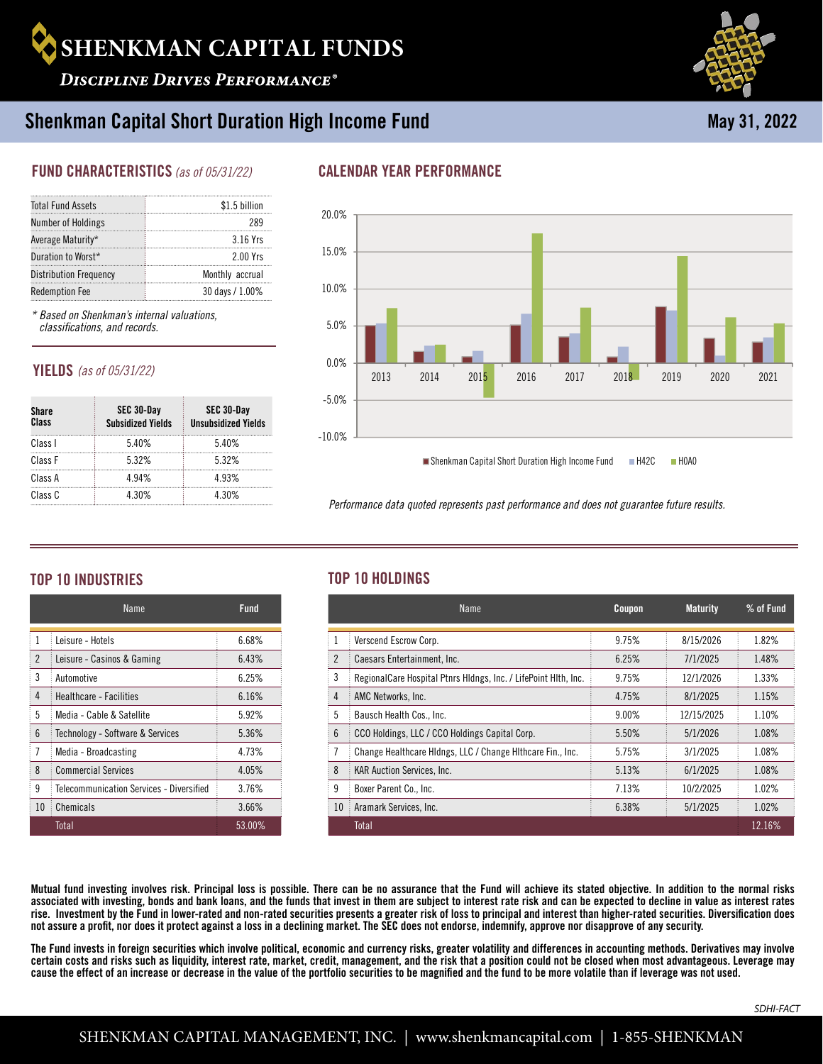# SHENKMAN CAPITAL FUNDS

*DISCIPLINE DRIVES PERFORMANCE®*

## Shenkman Capital Short Duration High Income Fund

May 31, 2022

### FUND CHARACTERISTICS *(as of 05/31/22)*

| | |
|---|---|
| Total Fund Assets | $1.5 billion |
| Number of Holdings | 289 |
| Average Maturity* | 3.16 Yrs |
| Duration to Worst* | 2.00 Yrs |
| Distribution Frequency | Monthly accrual |
| Redemption Fee | 30 days / 1.00% |

*\* Based on Shenkman's internal valuations, classifications, and records.*

### YIELDS *(as of 05/31/22)*

| Share Class | SEC 30-Day Subsidized Yields | SEC 30-Day Unsubsidized Yields |
|---|---|---|
| Class I | 5.40% | 5.40% |
| Class F | 5.32% | 5.32% |
| Class A | 4.94% | 4.93% |
| Class C | 4.30% | 4.30% |

### CALENDAR YEAR PERFORMANCE

Legend: Shenkman Capital Short Duration High Income Fund, H42C, H0A0

*Performance data quoted represents past performance and does not guarantee future results.*

### TOP 10 INDUSTRIES

| | Name | Fund |
|---|---|---|
| 1 | Leisure - Hotels | 6.68% |
| 2 | Leisure - Casinos & Gaming | 6.43% |
| 3 | Automotive | 6.25% |
| 4 | Healthcare - Facilities | 6.16% |
| 5 | Media - Cable & Satellite | 5.92% |
| 6 | Technology - Software & Services | 5.36% |
| 7 | Media - Broadcasting | 4.73% |
| 8 | Commercial Services | 4.05% |
| 9 | Telecommunication Services - Diversified | 3.76% |
| 10 | Chemicals | 3.66% |
| | Total | 53.00% |

### TOP 10 HOLDINGS

| | Name | Coupon | Maturity | % of Fund |
|---|---|---|---|---|
| 1 | Verscend Escrow Corp. | 9.75% | 8/15/2026 | 1.82% |
| 2 | Caesars Entertainment, Inc. | 6.25% | 7/1/2025 | 1.48% |
| 3 | RegionalCare Hospital Ptnrs Hldngs, Inc. / LifePoint Hlth, Inc. | 9.75% | 12/1/2026 | 1.33% |
| 4 | AMC Networks, Inc. | 4.75% | 8/1/2025 | 1.15% |
| 5 | Bausch Health Cos., Inc. | 9.00% | 12/15/2025 | 1.10% |
| 6 | CCO Holdings, LLC / CCO Holdings Capital Corp. | 5.50% | 5/1/2026 | 1.08% |
| 7 | Change Healthcare Hldngs, LLC / Change Hlthcare Fin., Inc. | 5.75% | 3/1/2025 | 1.08% |
| 8 | KAR Auction Services, Inc. | 5.13% | 6/1/2025 | 1.08% |
| 9 | Boxer Parent Co., Inc. | 7.13% | 10/2/2025 | 1.02% |
| 10 | Aramark Services, Inc. | 6.38% | 5/1/2025 | 1.02% |
| | Total | | | 12.16% |

**Mutual fund investing involves risk. Principal loss is possible. There can be no assurance that the Fund will achieve its stated objective. In addition to the normal risks associated with investing, bonds and bank loans, and the funds that invest in them are subject to interest rate risk and can be expected to decline in value as interest rates rise. Investment by the Fund in lower-rated and non-rated securities presents a greater risk of loss to principal and interest than higher-rated securities. Diversification does not assure a profit, nor does it protect against a loss in a declining market. The SEC does not endorse, indemnify, approve nor disapprove of any security.**

**The Fund invests in foreign securities which involve political, economic and currency risks, greater volatility and differences in accounting methods. Derivatives may involve certain costs and risks such as liquidity, interest rate, market, credit, management, and the risk that a position could not be closed when most advantageous. Leverage may cause the effect of an increase or decrease in the value of the portfolio securities to be magnified and the fund to be more volatile than if leverage was not used.**

*SDHI-FACT*

SHENKMAN CAPITAL MANAGEMENT, INC. | www.shenkmancapital.com | 1-855-SHENKMAN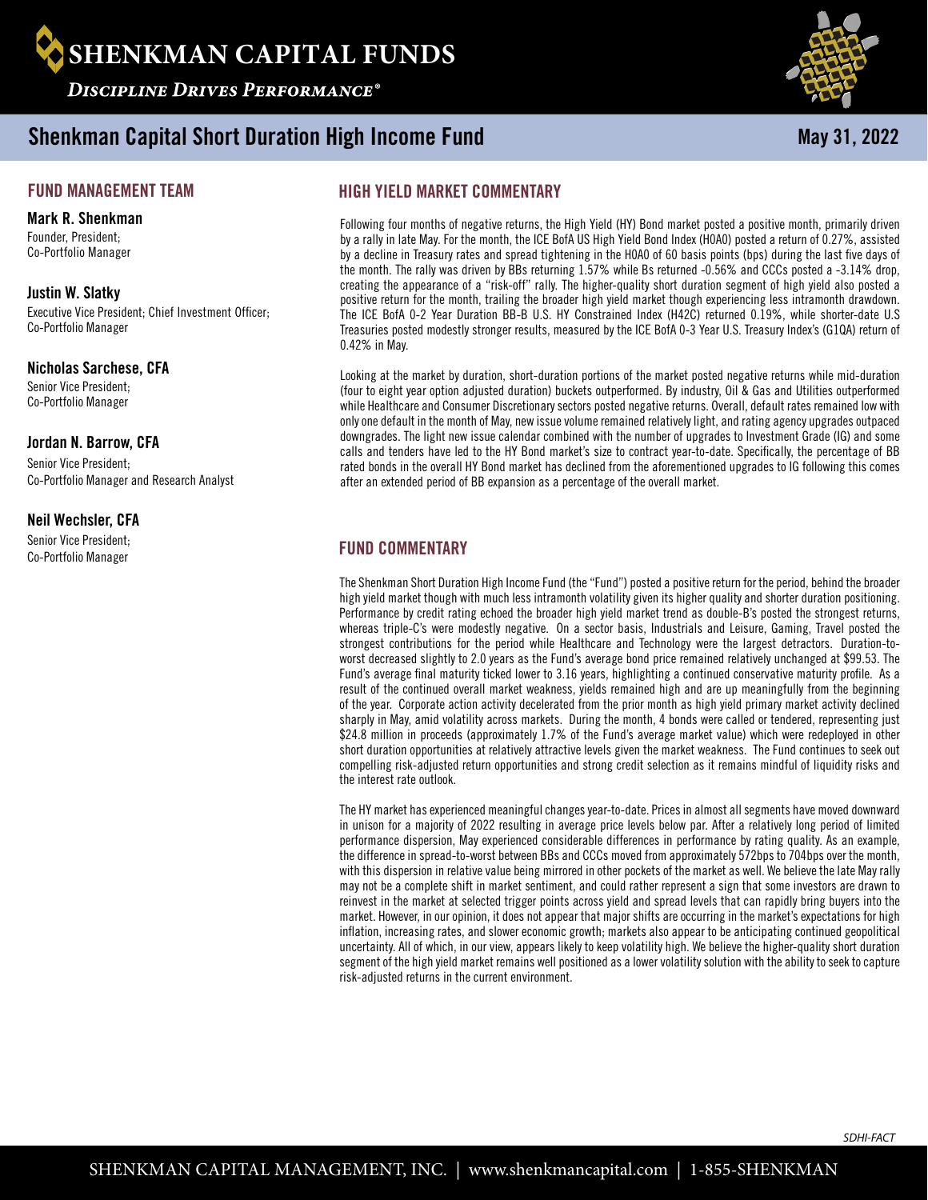# SHENKMAN CAPITAL FUNDS

*DISCIPLINE DRIVES PERFORMANCE®*

## Shenkman Capital Short Duration High Income Fund

May 31, 2022

### FUND MANAGEMENT TEAM

**Mark R. Shenkman**
Founder, President;
Co-Portfolio Manager

**Justin W. Slatky**
Executive Vice President; Chief Investment Officer;
Co-Portfolio Manager

**Nicholas Sarchese, CFA**
Senior Vice President;
Co-Portfolio Manager

**Jordan N. Barrow, CFA**
Senior Vice President;
Co-Portfolio Manager and Research Analyst

**Neil Wechsler, CFA**
Senior Vice President;
Co-Portfolio Manager

### HIGH YIELD MARKET COMMENTARY

Following four months of negative returns, the High Yield (HY) Bond market posted a positive month, primarily driven by a rally in late May. For the month, the ICE BofA US High Yield Bond Index (H0A0) posted a return of 0.27%, assisted by a decline in Treasury rates and spread tightening in the H0A0 of 60 basis points (bps) during the last five days of the month. The rally was driven by BBs returning 1.57% while Bs returned -0.56% and CCCs posted a -3.14% drop, creating the appearance of a "risk-off" rally. The higher-quality short duration segment of high yield also posted a positive return for the month, trailing the broader high yield market though experiencing less intramonth drawdown. The ICE BofA 0-2 Year Duration BB-B U.S. HY Constrained Index (H42C) returned 0.19%, while shorter-date U.S Treasuries posted modestly stronger results, measured by the ICE BofA 0-3 Year U.S. Treasury Index's (G1QA) return of 0.42% in May.

Looking at the market by duration, short-duration portions of the market posted negative returns while mid-duration (four to eight year option adjusted duration) buckets outperformed. By industry, Oil & Gas and Utilities outperformed while Healthcare and Consumer Discretionary sectors posted negative returns. Overall, default rates remained low with only one default in the month of May, new issue volume remained relatively light, and rating agency upgrades outpaced downgrades. The light new issue calendar combined with the number of upgrades to Investment Grade (IG) and some calls and tenders have led to the HY Bond market's size to contract year-to-date. Specifically, the percentage of BB rated bonds in the overall HY Bond market has declined from the aforementioned upgrades to IG following this comes after an extended period of BB expansion as a percentage of the overall market.

### FUND COMMENTARY

The Shenkman Short Duration High Income Fund (the "Fund") posted a positive return for the period, behind the broader high yield market though with much less intramonth volatility given its higher quality and shorter duration positioning. Performance by credit rating echoed the broader high yield market trend as double-B's posted the strongest returns, whereas triple-C's were modestly negative. On a sector basis, Industrials and Leisure, Gaming, Travel posted the strongest contributions for the period while Healthcare and Technology were the largest detractors. Duration-to-worst decreased slightly to 2.0 years as the Fund's average bond price remained relatively unchanged at $99.53. The Fund's average final maturity ticked lower to 3.16 years, highlighting a continued conservative maturity profile. As a result of the continued overall market weakness, yields remained high and are up meaningfully from the beginning of the year. Corporate action activity decelerated from the prior month as high yield primary market activity declined sharply in May, amid volatility across markets. During the month, 4 bonds were called or tendered, representing just $24.8 million in proceeds (approximately 1.7% of the Fund's average market value) which were redeployed in other short duration opportunities at relatively attractive levels given the market weakness. The Fund continues to seek out compelling risk-adjusted return opportunities and strong credit selection as it remains mindful of liquidity risks and the interest rate outlook.

The HY market has experienced meaningful changes year-to-date. Prices in almost all segments have moved downward in unison for a majority of 2022 resulting in average price levels below par. After a relatively long period of limited performance dispersion, May experienced considerable differences in performance by rating quality. As an example, the difference in spread-to-worst between BBs and CCCs moved from approximately 572bps to 704bps over the month, with this dispersion in relative value being mirrored in other pockets of the market as well. We believe the late May rally may not be a complete shift in market sentiment, and could rather represent a sign that some investors are drawn to reinvest in the market at selected trigger points across yield and spread levels that can rapidly bring buyers into the market. However, in our opinion, it does not appear that major shifts are occurring in the market's expectations for high inflation, increasing rates, and slower economic growth; markets also appear to be anticipating continued geopolitical uncertainty. All of which, in our view, appears likely to keep volatility high. We believe the higher-quality short duration segment of the high yield market remains well positioned as a lower volatility solution with the ability to seek to capture risk-adjusted returns in the current environment.

SDHI-FACT

SHENKMAN CAPITAL MANAGEMENT, INC. | www.shenkmancapital.com | 1-855-SHENKMAN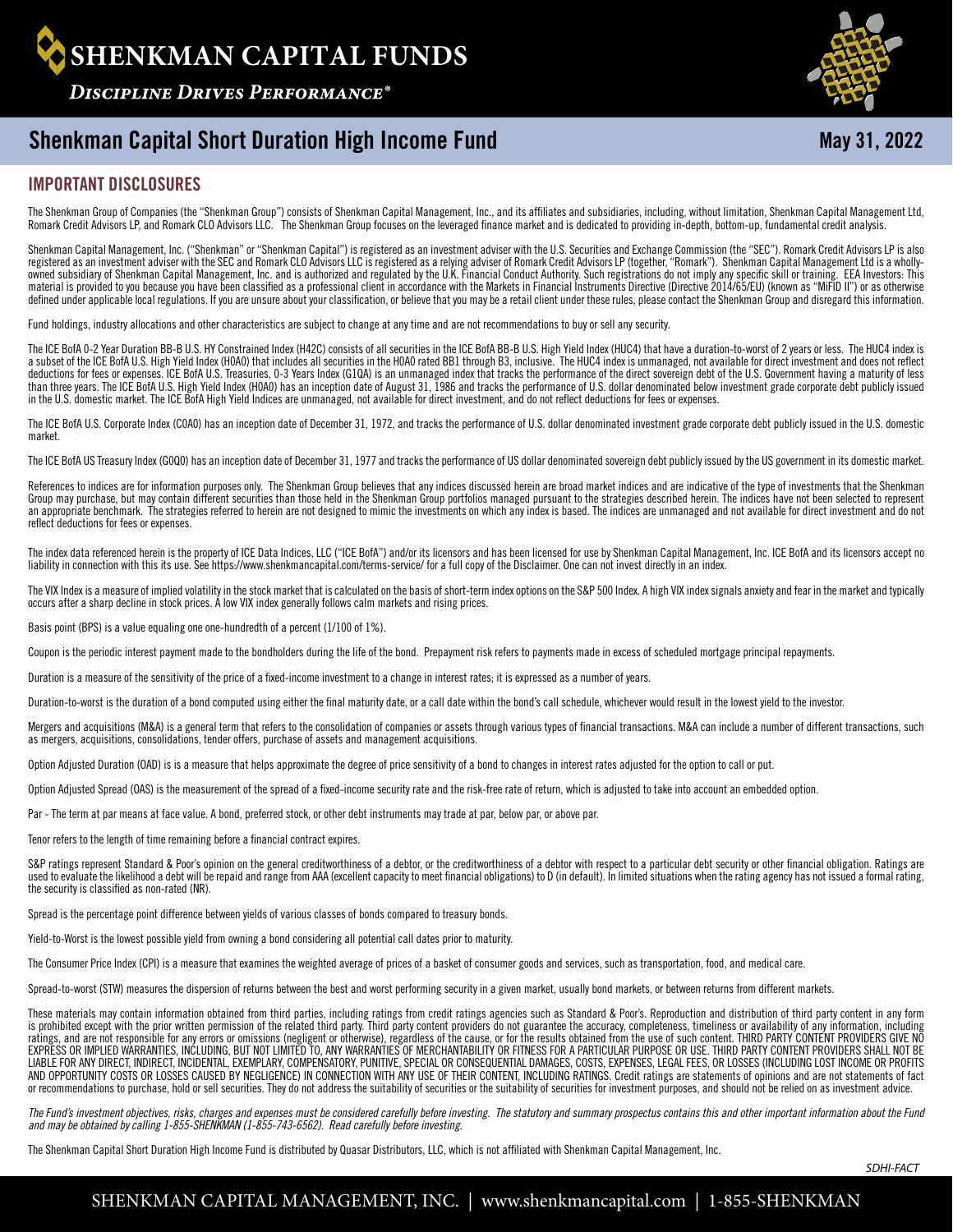# SHENKMAN CAPITAL FUNDS

*DISCIPLINE DRIVES PERFORMANCE®*

## Shenkman Capital Short Duration High Income Fund

**May 31, 2022**

### IMPORTANT DISCLOSURES

The Shenkman Group of Companies (the "Shenkman Group") consists of Shenkman Capital Management, Inc., and its affiliates and subsidiaries, including, without limitation, Shenkman Capital Management Ltd, Romark Credit Advisors LP, and Romark CLO Advisors LLC. The Shenkman Group focuses on the leveraged finance market and is dedicated to providing in-depth, bottom-up, fundamental credit analysis.

Shenkman Capital Management, Inc. ("Shenkman" or "Shenkman Capital") is registered as an investment adviser with the U.S. Securities and Exchange Commission (the "SEC"). Romark Credit Advisors LP is also registered as an investment adviser with the SEC and Romark CLO Advisors LLC is registered as a relying adviser of Romark Credit Advisors LP (together, "Romark"). Shenkman Capital Management Ltd is a wholly-owned subsidiary of Shenkman Capital Management, Inc. and is authorized and regulated by the U.K. Financial Conduct Authority. Such registrations do not imply any specific skill or training. EEA Investors: This material is provided to you because you have been classified as a professional client in accordance with the Markets in Financial Instruments Directive (Directive 2014/65/EU) (known as "MiFID II") or as otherwise defined under applicable local regulations. If you are unsure about your classification, or believe that you may be a retail client under these rules, please contact the Shenkman Group and disregard this information.

Fund holdings, industry allocations and other characteristics are subject to change at any time and are not recommendations to buy or sell any security.

The ICE BofA 0-2 Year Duration BB-B U.S. HY Constrained Index (H42C) consists of all securities in the ICE BofA BB-B U.S. High Yield Index (HUC4) that have a duration-to-worst of 2 years or less. The HUC4 index is a subset of the ICE BofA U.S. High Yield Index (H0A0) that includes all securities in the H0A0 rated BB1 through B3, inclusive. The HUC4 index is unmanaged, not available for direct investment and does not reflect deductions for fees or expenses. ICE BofA U.S. Treasuries, 0-3 Years Index (G1QA) is an unmanaged index that tracks the performance of the direct sovereign debt of the U.S. Government having a maturity of less than three years. The ICE BofA U.S. High Yield Index (H0A0) has an inception date of August 31, 1986 and tracks the performance of U.S. dollar denominated below investment grade corporate debt publicly issued in the U.S. domestic market. The ICE BofA High Yield Indices are unmanaged, not available for direct investment, and do not reflect deductions for fees or expenses.

The ICE BofA U.S. Corporate Index (C0A0) has an inception date of December 31, 1972, and tracks the performance of U.S. dollar denominated investment grade corporate debt publicly issued in the U.S. domestic market.

The ICE BofA US Treasury Index (G0Q0) has an inception date of December 31, 1977 and tracks the performance of US dollar denominated sovereign debt publicly issued by the US government in its domestic market.

References to indices are for information purposes only. The Shenkman Group believes that any indices discussed herein are broad market indices and are indicative of the type of investments that the Shenkman Group may purchase, but may contain different securities than those held in the Shenkman Group portfolios managed pursuant to the strategies described herein. The indices have not been selected to represent an appropriate benchmark. The strategies referred to herein are not designed to mimic the investments on which any index is based. The indices are unmanaged and not available for direct investment and do not reflect deductions for fees or expenses.

The index data referenced herein is the property of ICE Data Indices, LLC ("ICE BofA") and/or its licensors and has been licensed for use by Shenkman Capital Management, Inc. ICE BofA and its licensors accept no liability in connection with this its use. See https://www.shenkmancapital.com/terms-service/ for a full copy of the Disclaimer. One can not invest directly in an index.

The VIX Index is a measure of implied volatility in the stock market that is calculated on the basis of short-term index options on the S&P 500 Index. A high VIX index signals anxiety and fear in the market and typically occurs after a sharp decline in stock prices. A low VIX index generally follows calm markets and rising prices.

Basis point (BPS) is a value equaling one one-hundredth of a percent (1/100 of 1%).

Coupon is the periodic interest payment made to the bondholders during the life of the bond. Prepayment risk refers to payments made in excess of scheduled mortgage principal repayments.

Duration is a measure of the sensitivity of the price of a fixed-income investment to a change in interest rates; it is expressed as a number of years.

Duration-to-worst is the duration of a bond computed using either the final maturity date, or a call date within the bond's call schedule, whichever would result in the lowest yield to the investor.

Mergers and acquisitions (M&A) is a general term that refers to the consolidation of companies or assets through various types of financial transactions. M&A can include a number of different transactions, such as mergers, acquisitions, consolidations, tender offers, purchase of assets and management acquisitions.

Option Adjusted Duration (OAD) is is a measure that helps approximate the degree of price sensitivity of a bond to changes in interest rates adjusted for the option to call or put.

Option Adjusted Spread (OAS) is the measurement of the spread of a fixed-income security rate and the risk-free rate of return, which is adjusted to take into account an embedded option.

Par - The term at par means at face value. A bond, preferred stock, or other debt instruments may trade at par, below par, or above par.

Tenor refers to the length of time remaining before a financial contract expires.

S&P ratings represent Standard & Poor's opinion on the general creditworthiness of a debtor, or the creditworthiness of a debtor with respect to a particular debt security or other financial obligation. Ratings are used to evaluate the likelihood a debt will be repaid and range from AAA (excellent capacity to meet financial obligations) to D (in default). In limited situations when the rating agency has not issued a formal rating, the security is classified as non-rated (NR).

Spread is the percentage point difference between yields of various classes of bonds compared to treasury bonds.

Yield-to-Worst is the lowest possible yield from owning a bond considering all potential call dates prior to maturity.

The Consumer Price Index (CPI) is a measure that examines the weighted average of prices of a basket of consumer goods and services, such as transportation, food, and medical care.

Spread-to-worst (STW) measures the dispersion of returns between the best and worst performing security in a given market, usually bond markets, or between returns from different markets.

These materials may contain information obtained from third parties, including ratings from credit ratings agencies such as Standard & Poor's. Reproduction and distribution of third party content in any form is prohibited except with the prior written permission of the related third party. Third party content providers do not guarantee the accuracy, completeness, timeliness or availability of any information, including ratings, and are not responsible for any errors or omissions (negligent or otherwise), regardless of the cause, or for the results obtained from the use of such content. THIRD PARTY CONTENT PROVIDERS GIVE NO EXPRESS OR IMPLIED WARRANTIES, INCLUDING, BUT NOT LIMITED TO, ANY WARRANTIES OF MERCHANTABILITY OR FITNESS FOR A PARTICULAR PURPOSE OR USE. THIRD PARTY CONTENT PROVIDERS SHALL NOT BE LIABLE FOR ANY DIRECT, INDIRECT, INCIDENTAL, EXEMPLARY, COMPENSATORY, PUNITIVE, SPECIAL OR CONSEQUENTIAL DAMAGES, COSTS, EXPENSES, LEGAL FEES, OR LOSSES (INCLUDING LOST INCOME OR PROFITS AND OPPORTUNITY COSTS OR LOSSES CAUSED BY NEGLIGENCE) IN CONNECTION WITH ANY USE OF THEIR CONTENT, INCLUDING RATINGS. Credit ratings are statements of opinions and are not statements of fact or recommendations to purchase, hold or sell securities. They do not address the suitability of securities or the suitability of securities for investment purposes, and should not be relied on as investment advice.

*The Fund's investment objectives, risks, charges and expenses must be considered carefully before investing. The statutory and summary prospectus contains this and other important information about the Fund and may be obtained by calling 1-855-SHENKMAN (1-855-743-6562). Read carefully before investing.*

The Shenkman Capital Short Duration High Income Fund is distributed by Quasar Distributors, LLC, which is not affiliated with Shenkman Capital Management, Inc.

SDHI-FACT

SHENKMAN CAPITAL MANAGEMENT, INC. | www.shenkmancapital.com | 1-855-SHENKMAN